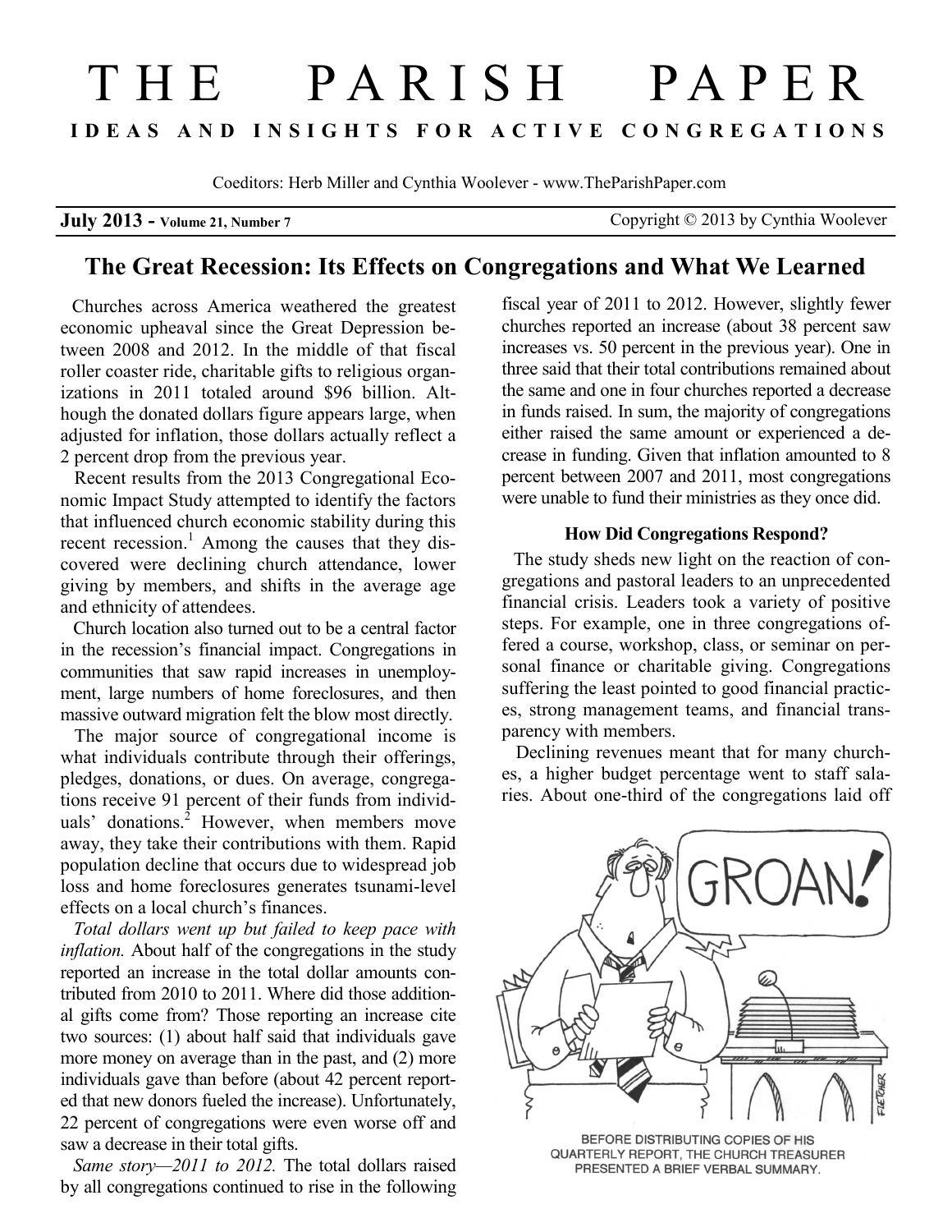# THE PARISH PAPER

**IDEAS AND INSIGHTS FOR ACTIVE CONGREGATIONS**

Coeditors: Herb Miller and Cynthia Woolever - www.TheParishPaper.com

**July 2013 - Volume 21, Number 7** Copyright © 2013 by Cynthia Woolever

## The Great Recession: Its Effects on Congregations and What We Learned

Churches across America weathered the greatest economic upheaval since the Great Depression between 2008 and 2012. In the middle of that fiscal roller coaster ride, charitable gifts to religious organizations in 2011 totaled around $96 billion. Although the donated dollars figure appears large, when adjusted for inflation, those dollars actually reflect a 2 percent drop from the previous year.

Recent results from the 2013 Congregational Economic Impact Study attempted to identify the factors that influenced church economic stability during this recent recession.[1] Among the causes that they discovered were declining church attendance, lower giving by members, and shifts in the average age and ethnicity of attendees.

Church location also turned out to be a central factor in the recession's financial impact. Congregations in communities that saw rapid increases in unemployment, large numbers of home foreclosures, and then massive outward migration felt the blow most directly.

The major source of congregational income is what individuals contribute through their offerings, pledges, donations, or dues. On average, congregations receive 91 percent of their funds from individuals' donations.[2] However, when members move away, they take their contributions with them. Rapid population decline that occurs due to widespread job loss and home foreclosures generates tsunami-level effects on a local church's finances.

*Total dollars went up but failed to keep pace with inflation.* About half of the congregations in the study reported an increase in the total dollar amounts contributed from 2010 to 2011. Where did those additional gifts come from? Those reporting an increase cite two sources: (1) about half said that individuals gave more money on average than in the past, and (2) more individuals gave than before (about 42 percent reported that new donors fueled the increase). Unfortunately, 22 percent of congregations were even worse off and saw a decrease in their total gifts.

*Same story—2011 to 2012.* The total dollars raised by all congregations continued to rise in the following fiscal year of 2011 to 2012. However, slightly fewer churches reported an increase (about 38 percent saw increases vs. 50 percent in the previous year). One in three said that their total contributions remained about the same and one in four churches reported a decrease in funds raised. In sum, the majority of congregations either raised the same amount or experienced a decrease in funding. Given that inflation amounted to 8 percent between 2007 and 2011, most congregations were unable to fund their ministries as they once did.

### How Did Congregations Respond?

The study sheds new light on the reaction of congregations and pastoral leaders to an unprecedented financial crisis. Leaders took a variety of positive steps. For example, one in three congregations offered a course, workshop, class, or seminar on personal finance or charitable giving. Congregations suffering the least pointed to good financial practices, strong management teams, and financial transparency with members.

Declining revenues meant that for many churches, a higher budget percentage went to staff salaries. About one-third of the congregations laid off

BEFORE DISTRIBUTING COPIES OF HIS QUARTERLY REPORT, THE CHURCH TREASURER PRESENTED A BRIEF VERBAL SUMMARY.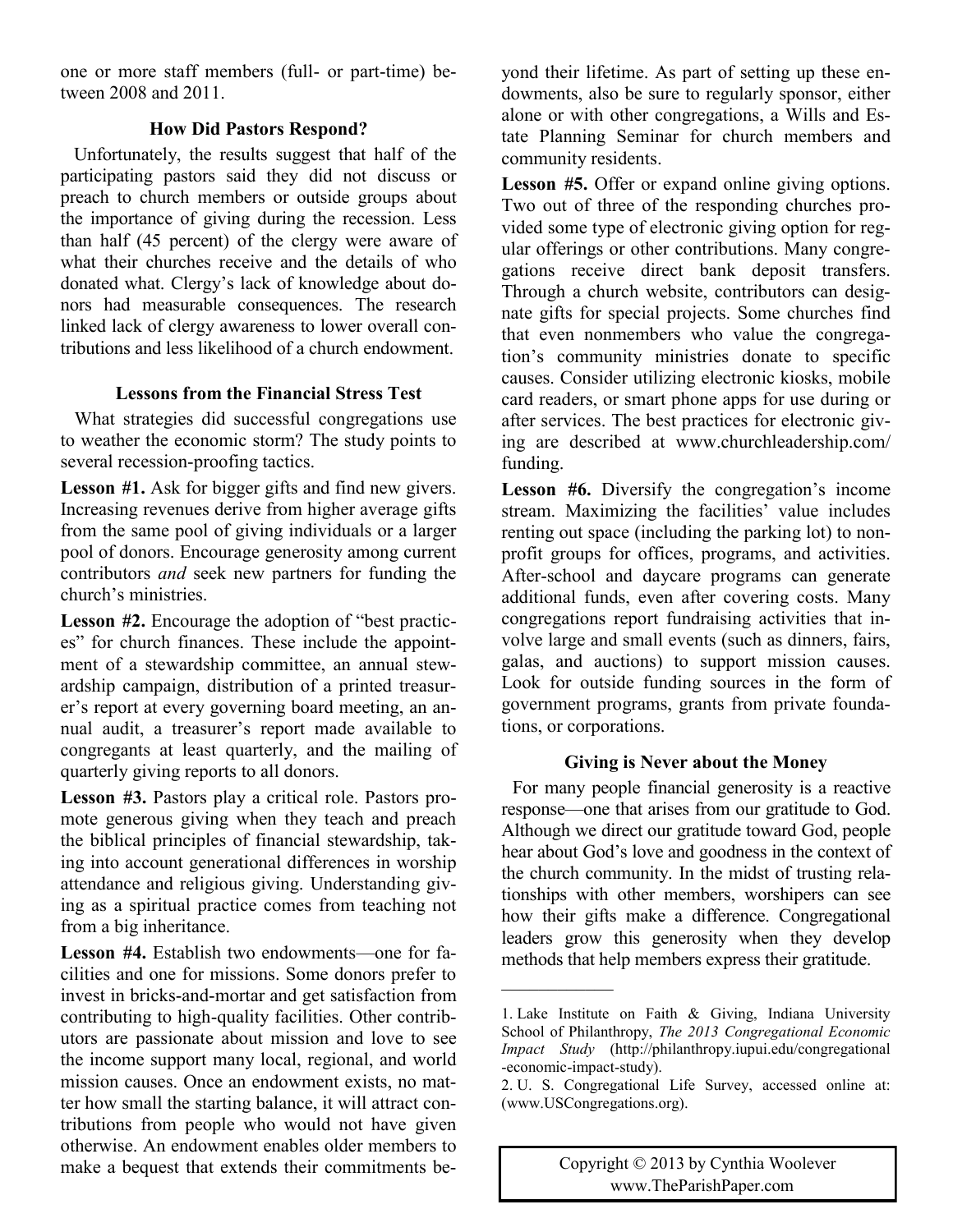one or more staff members (full- or part-time) between 2008 and 2011.

### How Did Pastors Respond?

Unfortunately, the results suggest that half of the participating pastors said they did not discuss or preach to church members or outside groups about the importance of giving during the recession. Less than half (45 percent) of the clergy were aware of what their churches receive and the details of who donated what. Clergy's lack of knowledge about donors had measurable consequences. The research linked lack of clergy awareness to lower overall contributions and less likelihood of a church endowment.

### Lessons from the Financial Stress Test

What strategies did successful congregations use to weather the economic storm? The study points to several recession-proofing tactics.

**Lesson #1.** Ask for bigger gifts and find new givers. Increasing revenues derive from higher average gifts from the same pool of giving individuals or a larger pool of donors. Encourage generosity among current contributors *and* seek new partners for funding the church's ministries.

**Lesson #2.** Encourage the adoption of "best practices" for church finances. These include the appointment of a stewardship committee, an annual stewardship campaign, distribution of a printed treasurer's report at every governing board meeting, an annual audit, a treasurer's report made available to congregants at least quarterly, and the mailing of quarterly giving reports to all donors.

**Lesson #3.** Pastors play a critical role. Pastors promote generous giving when they teach and preach the biblical principles of financial stewardship, taking into account generational differences in worship attendance and religious giving. Understanding giving as a spiritual practice comes from teaching not from a big inheritance.

**Lesson #4.** Establish two endowments—one for facilities and one for missions. Some donors prefer to invest in bricks-and-mortar and get satisfaction from contributing to high-quality facilities. Other contributors are passionate about mission and love to see the income support many local, regional, and world mission causes. Once an endowment exists, no matter how small the starting balance, it will attract contributions from people who would not have given otherwise. An endowment enables older members to make a bequest that extends their commitments beyond their lifetime. As part of setting up these endowments, also be sure to regularly sponsor, either alone or with other congregations, a Wills and Estate Planning Seminar for church members and community residents.

**Lesson #5.** Offer or expand online giving options. Two out of three of the responding churches provided some type of electronic giving option for regular offerings or other contributions. Many congregations receive direct bank deposit transfers. Through a church website, contributors can designate gifts for special projects. Some churches find that even nonmembers who value the congregation's community ministries donate to specific causes. Consider utilizing electronic kiosks, mobile card readers, or smart phone apps for use during or after services. The best practices for electronic giving are described at www.churchleadership.com/funding.

**Lesson #6.** Diversify the congregation's income stream. Maximizing the facilities' value includes renting out space (including the parking lot) to nonprofit groups for offices, programs, and activities. After-school and daycare programs can generate additional funds, even after covering costs. Many congregations report fundraising activities that involve large and small events (such as dinners, fairs, galas, and auctions) to support mission causes. Look for outside funding sources in the form of government programs, grants from private foundations, or corporations.

### Giving is Never about the Money

For many people financial generosity is a reactive response—one that arises from our gratitude to God. Although we direct our gratitude toward God, people hear about God's love and goodness in the context of the church community. In the midst of trusting relationships with other members, worshipers can see how their gifts make a difference. Congregational leaders grow this generosity when they develop methods that help members express their gratitude.

---

1. Lake Institute on Faith & Giving, Indiana University School of Philanthropy, *The 2013 Congregational Economic Impact Study* (http://philanthropy.iupui.edu/congregational-economic-impact-study).
2. U. S. Congregational Life Survey, accessed online at: (www.USCongregations.org).

Copyright © 2013 by Cynthia Woolever
www.TheParishPaper.com